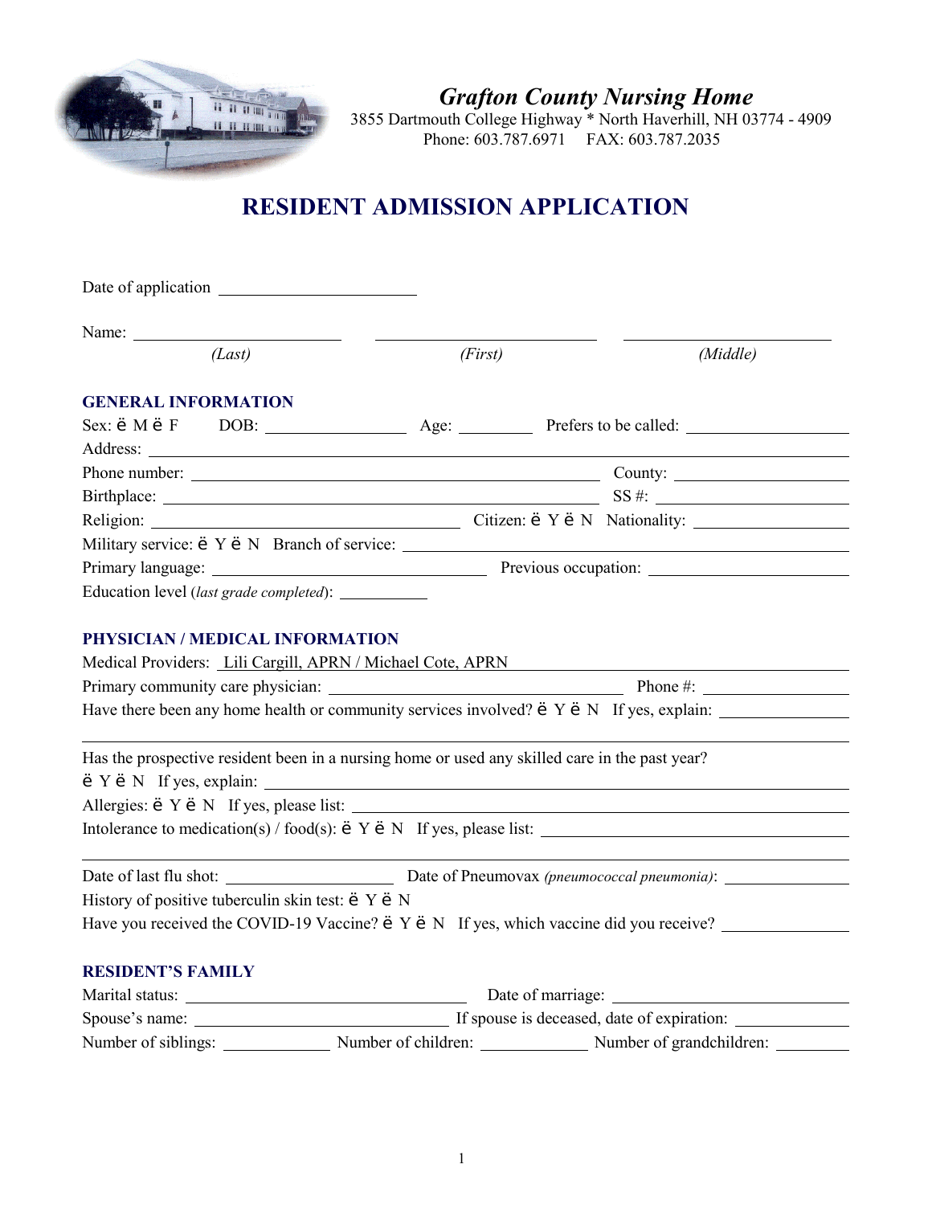# *Grafton County Nursing Home*

3855 Dartmouth College Highway * North Haverhill, NH 03774 - 4909
Phone: 603.787.6971 FAX: 603.787.2035

## RESIDENT ADMISSION APPLICATION

Date of application ______________________

Name: ______________________ ______________________ ______________________
*(Last)* *(First)* *(Middle)*

### GENERAL INFORMATION

Sex: ë M ë F DOB: ______________ Age: ________ Prefers to be called: ________________

Address: ____________________________________________________________

Phone number: ________________________________________ County: ________________

Birthplace: __________________________________________ SS #: ________________

Religion: ______________________________ Citizen: ë Y ë N Nationality: ________________

Military service: ë Y ë N Branch of service: ________________________________

Primary language: ____________________________ Previous occupation: ________________

Education level (*last grade completed*): __________

### PHYSICIAN / MEDICAL INFORMATION

Medical Providers: Lili Cargill, APRN / Michael Cote, APRN

Primary community care physician: ______________________________ Phone #: ______________

Have there been any home health or community services involved? ë Y ë N If yes, explain: ______________

____________________________________________________________

Has the prospective resident been in a nursing home or used any skilled care in the past year?
ë Y ë N If yes, explain: ________________________________________________

Allergies: ë Y ë N If yes, please list: ________________________________________

Intolerance to medication(s) / food(s): ë Y ë N If yes, please list: ________________________

____________________________________________________________

Date of last flu shot: ________________ Date of Pneumovax *(pneumococcal pneumonia)*: ______________

History of positive tuberculin skin test: ë Y ë N

Have you received the COVID-19 Vaccine? ë Y ë N If yes, which vaccine did you receive? ______________

### RESIDENT'S FAMILY

Marital status: ______________________________ Date of marriage: ________________________

Spouse's name: ____________________________ If spouse is deceased, date of expiration: ____________

Number of siblings: ____________ Number of children: ____________ Number of grandchildren: ________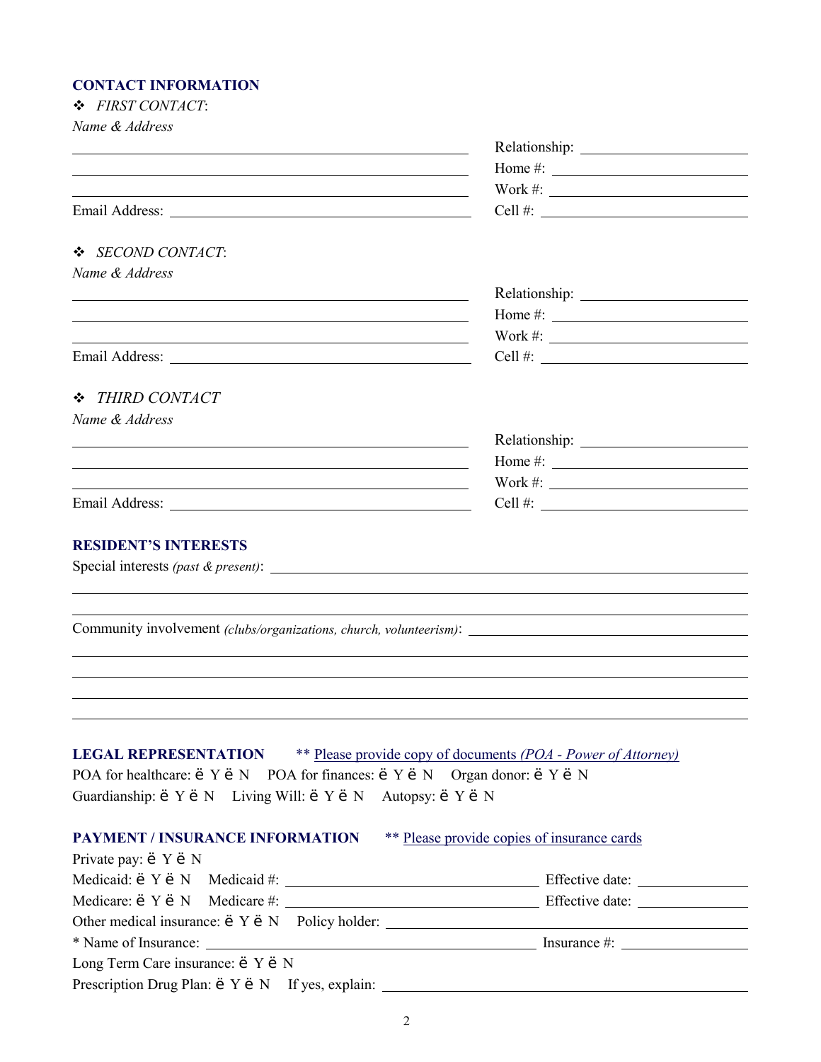### CONTACT INFORMATION

❖ *FIRST CONTACT*:

*Name & Address*

______________________________________ Relationship: ________________

______________________________________ Home #: ________________

______________________________________ Work #: ________________

Email Address: ______________________________ Cell #: ________________

❖ *SECOND CONTACT*:

*Name & Address*

______________________________________ Relationship: ________________

______________________________________ Home #: ________________

______________________________________ Work #: ________________

Email Address: ______________________________ Cell #: ________________

❖ *THIRD CONTACT*

*Name & Address*

______________________________________ Relationship: ________________

______________________________________ Home #: ________________

______________________________________ Work #: ________________

Email Address: ______________________________ Cell #: ________________

### RESIDENT'S INTERESTS

Special interests *(past & present)*: ______________________________________________

______________________________________________________________________

______________________________________________________________________

Community involvement *(clubs/organizations, church, volunteerism)*: ______________________

______________________________________________________________________

______________________________________________________________________

______________________________________________________________________

______________________________________________________________________

### LEGAL REPRESENTATION ** Please provide copy of documents *(POA - Power of Attorney)*

POA for healthcare: ë Y ë N POA for finances: ë Y ë N Organ donor: ë Y ë N

Guardianship: ë Y ë N Living Will: ë Y ë N Autopsy: ë Y ë N

### PAYMENT / INSURANCE INFORMATION ** Please provide copies of insurance cards

Private pay: ë Y ë N

Medicaid: ë Y ë N Medicaid #: ______________________________ Effective date: ____________

Medicare: ë Y ë N Medicare #: ______________________________ Effective date: ____________

Other medical insurance: ë Y ë N Policy holder: ______________________________________

* Name of Insurance: ______________________________________ Insurance #: ______________

Long Term Care insurance: ë Y ë N

Prescription Drug Plan: ë Y ë N If yes, explain: ______________________________________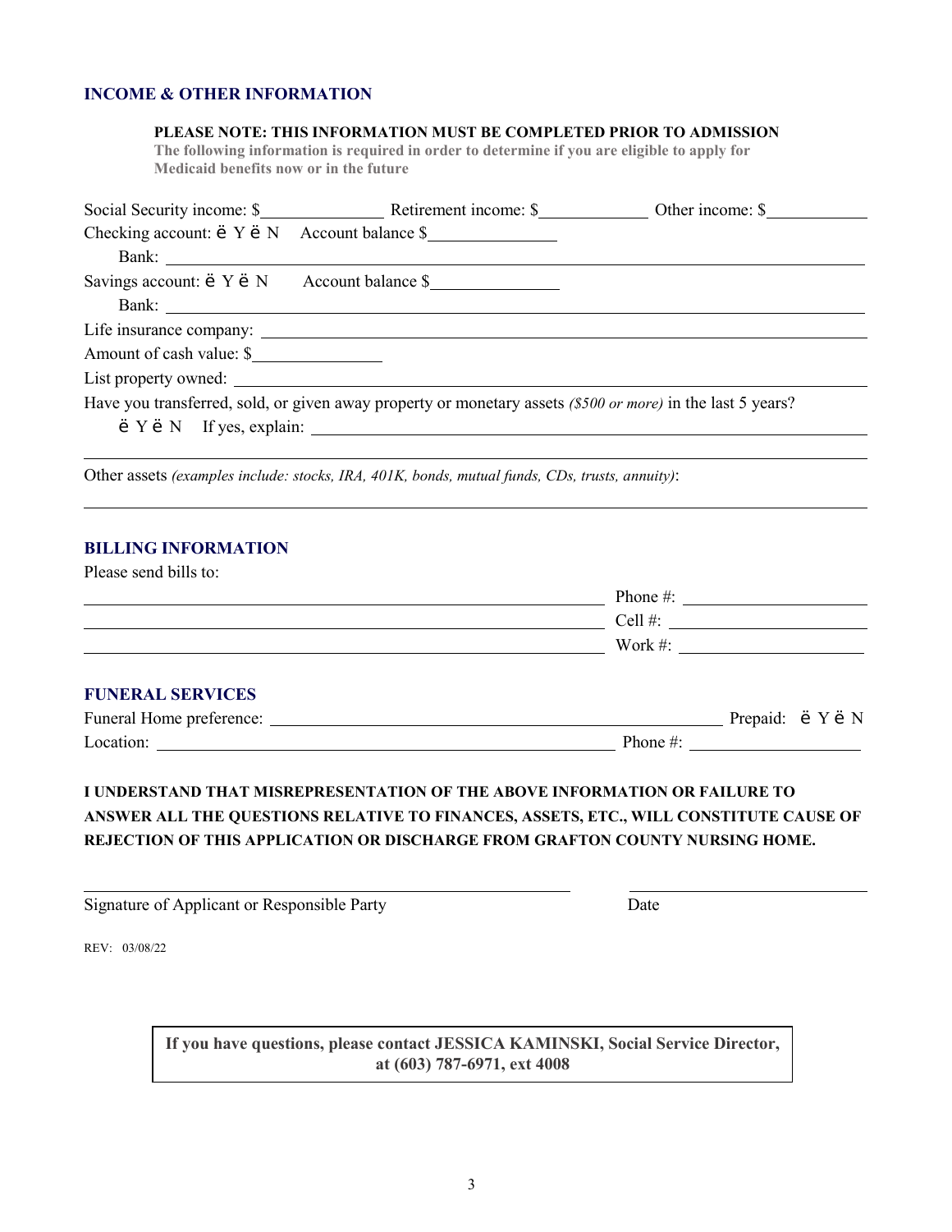## INCOME & OTHER INFORMATION

**PLEASE NOTE: THIS INFORMATION MUST BE COMPLETED PRIOR TO ADMISSION**
**The following information is required in order to determine if you are eligible to apply for Medicaid benefits now or in the future**

Social Security income: $______________ Retirement income: $____________ Other income: $___________

Checking account: ë Y ë N  Account balance $_______________

Bank: ____________________________________________________________________________

Savings account: ë Y ë N  Account balance $_______________

Bank: ____________________________________________________________________________

Life insurance company: ____________________________________________________________

Amount of cash value: $_______________

List property owned: _______________________________________________________________

Have you transferred, sold, or given away property or monetary assets *($500 or more)* in the last 5 years?

ë Y ë N  If yes, explain: ____________________________________________________________

_____________________________________________________________________________________

Other assets *(examples include: stocks, IRA, 401K, bonds, mutual funds, CDs, trusts, annuity)*:

_____________________________________________________________________________________

## BILLING INFORMATION

Please send bills to:

____________________________________________ Phone #: ___________________

____________________________________________ Cell #: ___________________

____________________________________________ Work #: ___________________

## FUNERAL SERVICES

Funeral Home preference: ____________________________________________ Prepaid: ë Y ë N

Location: ____________________________________________ Phone #: ___________________

**I UNDERSTAND THAT MISREPRESENTATION OF THE ABOVE INFORMATION OR FAILURE TO ANSWER ALL THE QUESTIONS RELATIVE TO FINANCES, ASSETS, ETC., WILL CONSTITUTE CAUSE OF REJECTION OF THIS APPLICATION OR DISCHARGE FROM GRAFTON COUNTY NURSING HOME.**

______________________________________________ ______________________

Signature of Applicant or Responsible Party  Date

REV: 03/08/22

**If you have questions, please contact JESSICA KAMINSKI, Social Service Director, at (603) 787-6971, ext 4008**